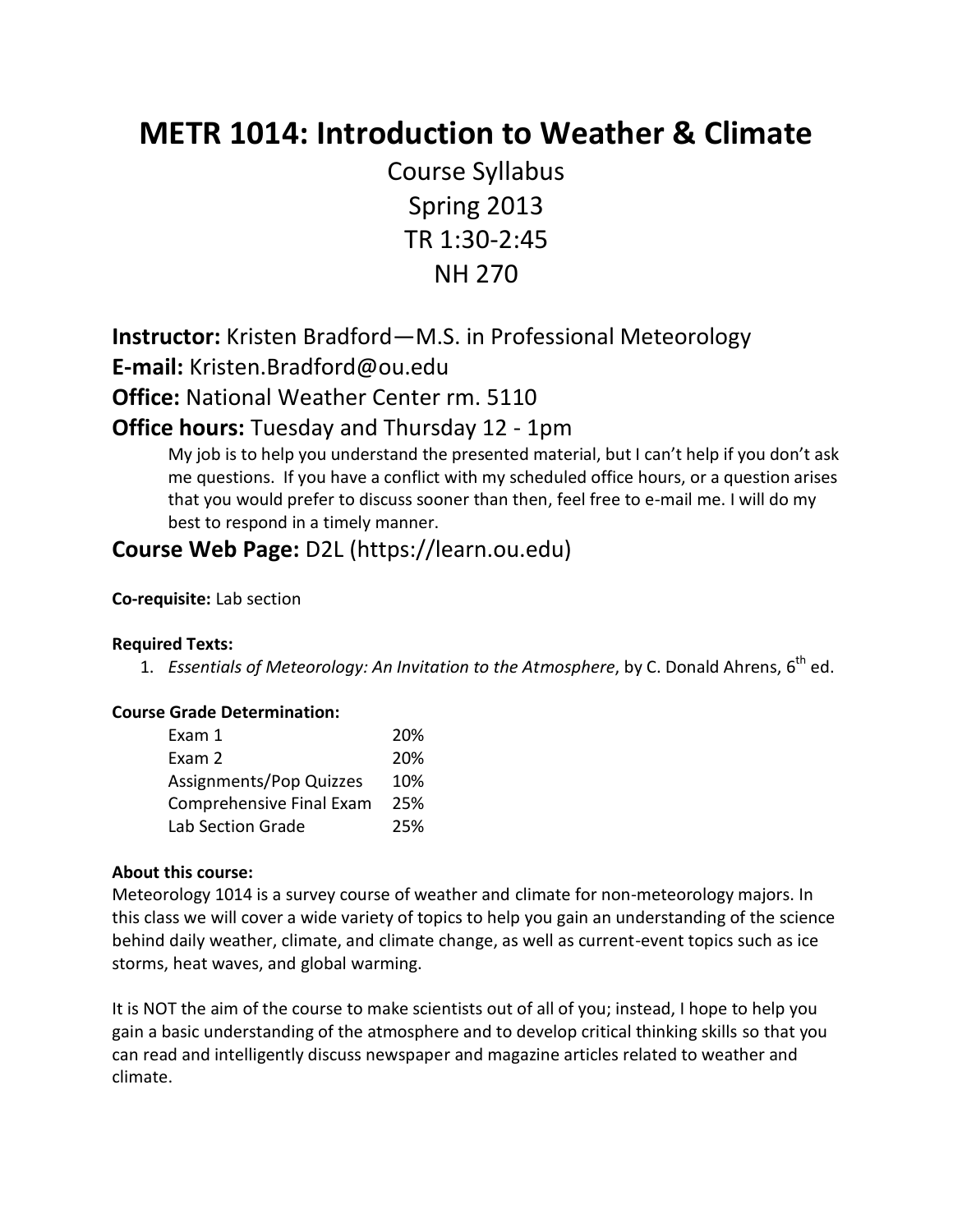# METR 1014: Introduction to Weather & Climate

Course Syllabus
Spring 2013
TR 1:30-2:45
NH 270

## Instructor: Kristen Bradford—M.S. in Professional Meteorology

## E-mail: Kristen.Bradford@ou.edu

## Office: National Weather Center rm. 5110

## Office hours: Tuesday and Thursday 12 - 1pm

My job is to help you understand the presented material, but I can't help if you don't ask me questions. If you have a conflict with my scheduled office hours, or a question arises that you would prefer to discuss sooner than then, feel free to e-mail me. I will do my best to respond in a timely manner.

## Course Web Page: D2L (https://learn.ou.edu)

**Co-requisite:** Lab section

**Required Texts:**

1. *Essentials of Meteorology: An Invitation to the Atmosphere*, by C. Donald Ahrens, 6th ed.

**Course Grade Determination:**

| Component | Weight |
|---|---|
| Exam 1 | 20% |
| Exam 2 | 20% |
| Assignments/Pop Quizzes | 10% |
| Comprehensive Final Exam | 25% |
| Lab Section Grade | 25% |

**About this course:**

Meteorology 1014 is a survey course of weather and climate for non-meteorology majors. In this class we will cover a wide variety of topics to help you gain an understanding of the science behind daily weather, climate, and climate change, as well as current-event topics such as ice storms, heat waves, and global warming.

It is NOT the aim of the course to make scientists out of all of you; instead, I hope to help you gain a basic understanding of the atmosphere and to develop critical thinking skills so that you can read and intelligently discuss newspaper and magazine articles related to weather and climate.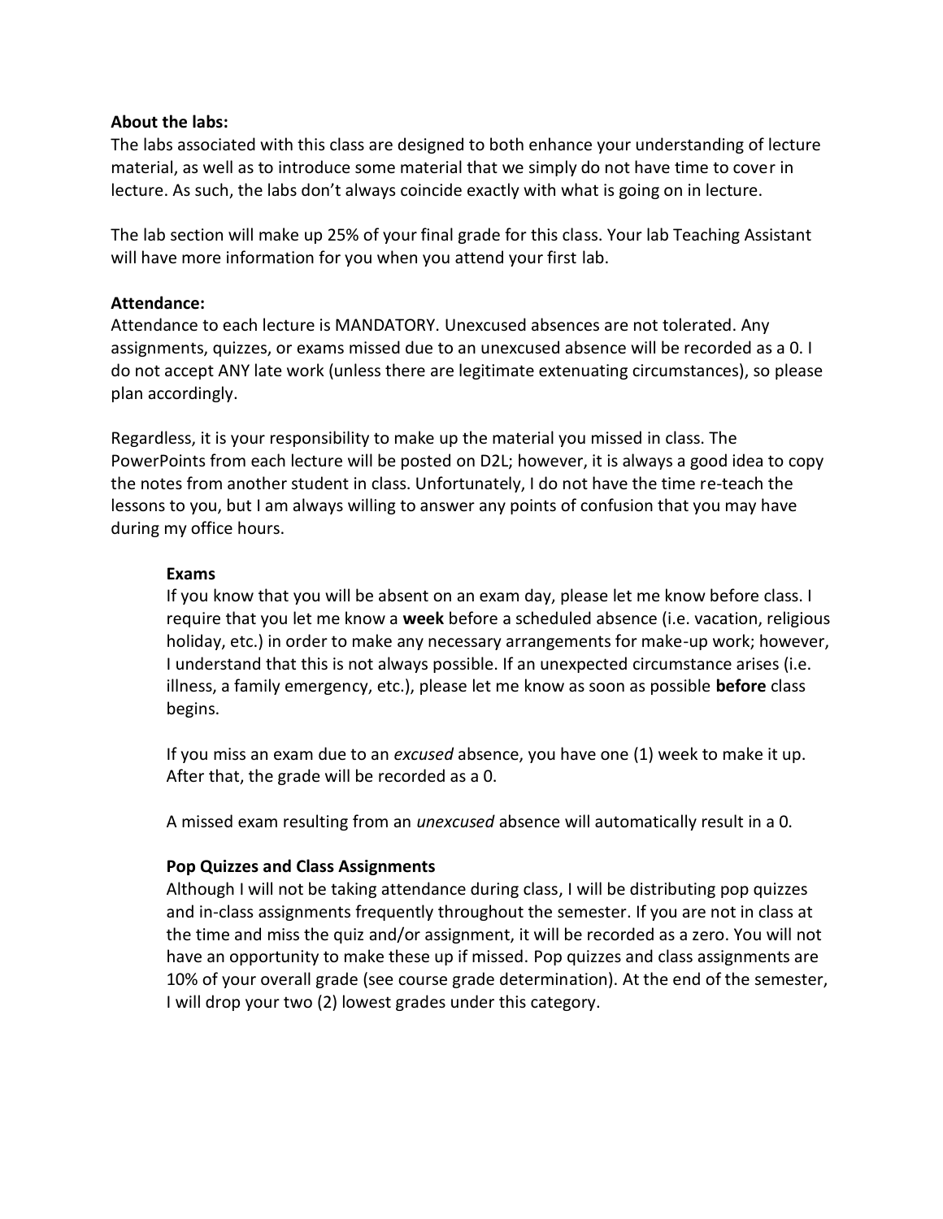**About the labs:**

The labs associated with this class are designed to both enhance your understanding of lecture material, as well as to introduce some material that we simply do not have time to cover in lecture. As such, the labs don't always coincide exactly with what is going on in lecture.

The lab section will make up 25% of your final grade for this class. Your lab Teaching Assistant will have more information for you when you attend your first lab.

**Attendance:**

Attendance to each lecture is MANDATORY. Unexcused absences are not tolerated. Any assignments, quizzes, or exams missed due to an unexcused absence will be recorded as a 0. I do not accept ANY late work (unless there are legitimate extenuating circumstances), so please plan accordingly.

Regardless, it is your responsibility to make up the material you missed in class. The PowerPoints from each lecture will be posted on D2L; however, it is always a good idea to copy the notes from another student in class. Unfortunately, I do not have the time re-teach the lessons to you, but I am always willing to answer any points of confusion that you may have during my office hours.

**Exams**

If you know that you will be absent on an exam day, please let me know before class. I require that you let me know a **week** before a scheduled absence (i.e. vacation, religious holiday, etc.) in order to make any necessary arrangements for make-up work; however, I understand that this is not always possible. If an unexpected circumstance arises (i.e. illness, a family emergency, etc.), please let me know as soon as possible **before** class begins.

If you miss an exam due to an *excused* absence, you have one (1) week to make it up. After that, the grade will be recorded as a 0.

A missed exam resulting from an *unexcused* absence will automatically result in a 0.

**Pop Quizzes and Class Assignments**

Although I will not be taking attendance during class, I will be distributing pop quizzes and in-class assignments frequently throughout the semester. If you are not in class at the time and miss the quiz and/or assignment, it will be recorded as a zero. You will not have an opportunity to make these up if missed. Pop quizzes and class assignments are 10% of your overall grade (see course grade determination). At the end of the semester, I will drop your two (2) lowest grades under this category.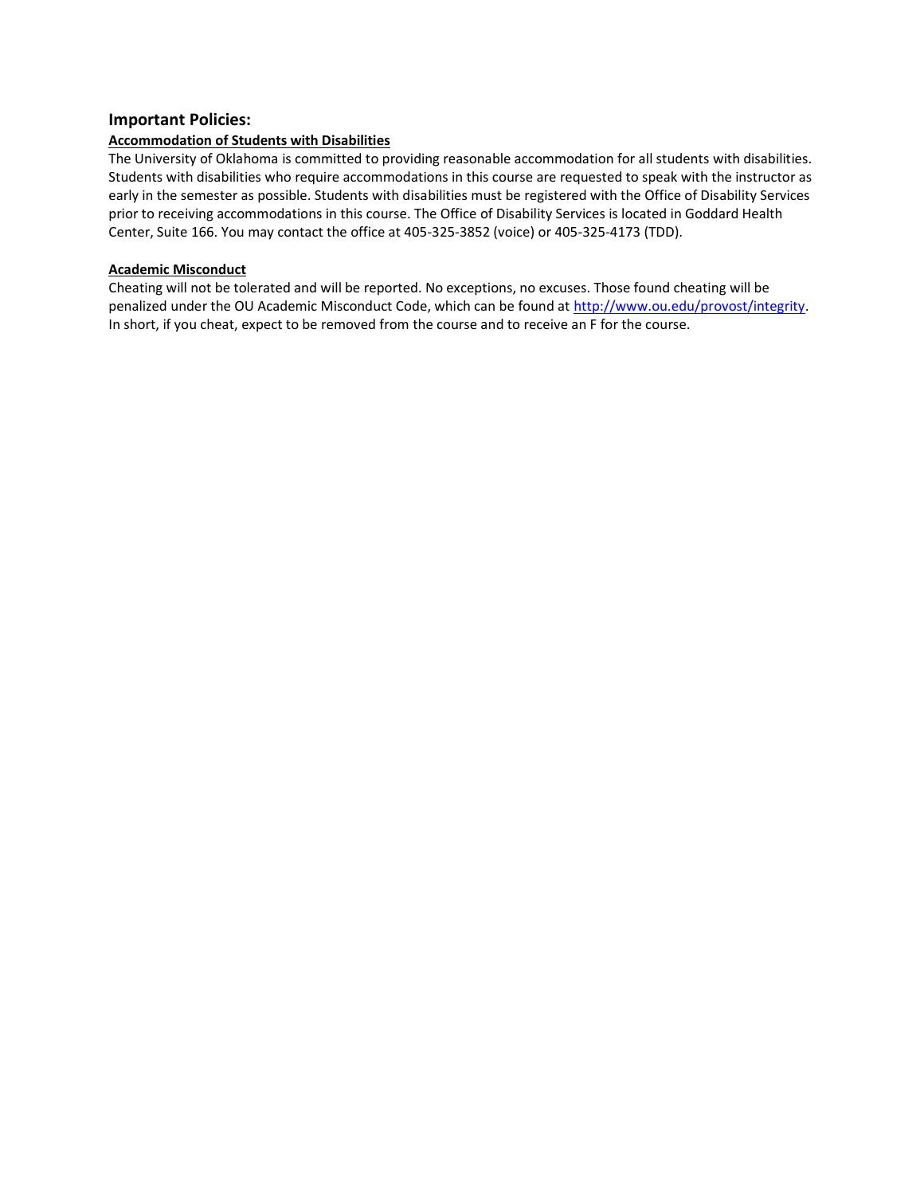## Important Policies:

### Accommodation of Students with Disabilities

The University of Oklahoma is committed to providing reasonable accommodation for all students with disabilities. Students with disabilities who require accommodations in this course are requested to speak with the instructor as early in the semester as possible. Students with disabilities must be registered with the Office of Disability Services prior to receiving accommodations in this course. The Office of Disability Services is located in Goddard Health Center, Suite 166. You may contact the office at 405-325-3852 (voice) or 405-325-4173 (TDD).

### Academic Misconduct

Cheating will not be tolerated and will be reported. No exceptions, no excuses. Those found cheating will be penalized under the OU Academic Misconduct Code, which can be found at [http://www.ou.edu/provost/integrity](http://www.ou.edu/provost/integrity). In short, if you cheat, expect to be removed from the course and to receive an F for the course.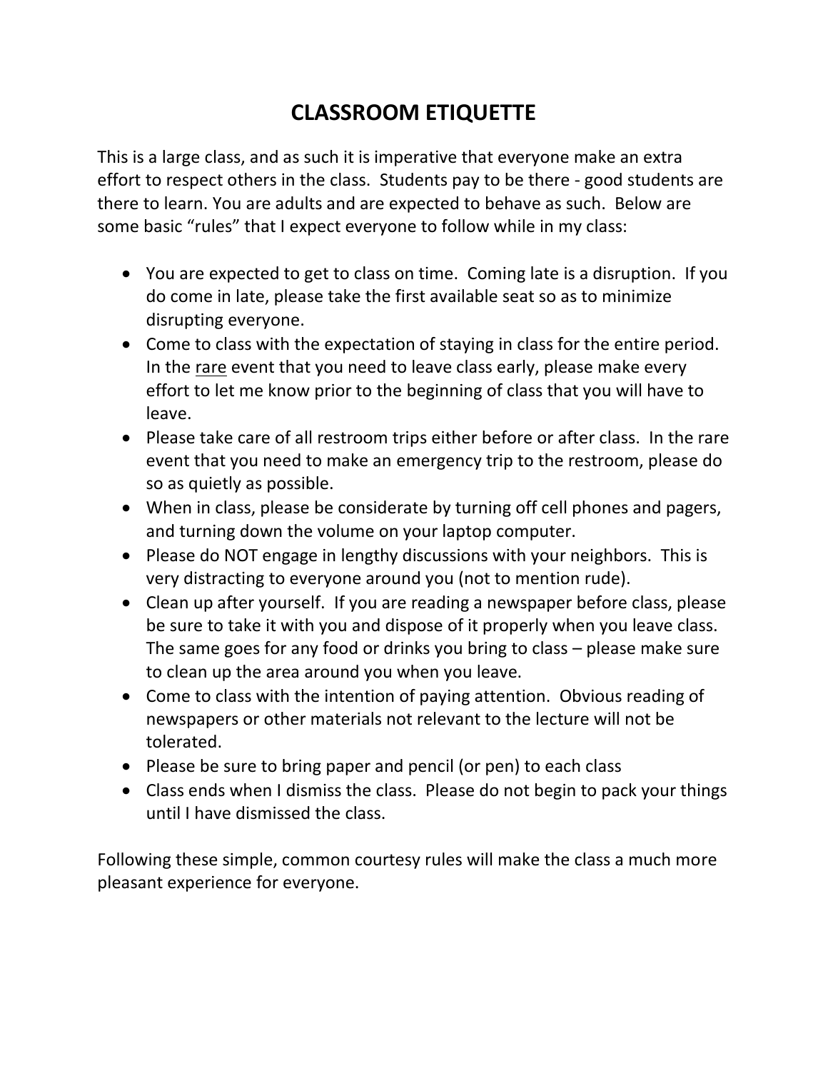# CLASSROOM ETIQUETTE

This is a large class, and as such it is imperative that everyone make an extra effort to respect others in the class. Students pay to be there - good students are there to learn. You are adults and are expected to behave as such. Below are some basic "rules" that I expect everyone to follow while in my class:

- You are expected to get to class on time. Coming late is a disruption. If you do come in late, please take the first available seat so as to minimize disrupting everyone.
- Come to class with the expectation of staying in class for the entire period. In the <u>rare</u> event that you need to leave class early, please make every effort to let me know prior to the beginning of class that you will have to leave.
- Please take care of all restroom trips either before or after class. In the rare event that you need to make an emergency trip to the restroom, please do so as quietly as possible.
- When in class, please be considerate by turning off cell phones and pagers, and turning down the volume on your laptop computer.
- Please do NOT engage in lengthy discussions with your neighbors. This is very distracting to everyone around you (not to mention rude).
- Clean up after yourself. If you are reading a newspaper before class, please be sure to take it with you and dispose of it properly when you leave class. The same goes for any food or drinks you bring to class – please make sure to clean up the area around you when you leave.
- Come to class with the intention of paying attention. Obvious reading of newspapers or other materials not relevant to the lecture will not be tolerated.
- Please be sure to bring paper and pencil (or pen) to each class
- Class ends when I dismiss the class. Please do not begin to pack your things until I have dismissed the class.

Following these simple, common courtesy rules will make the class a much more pleasant experience for everyone.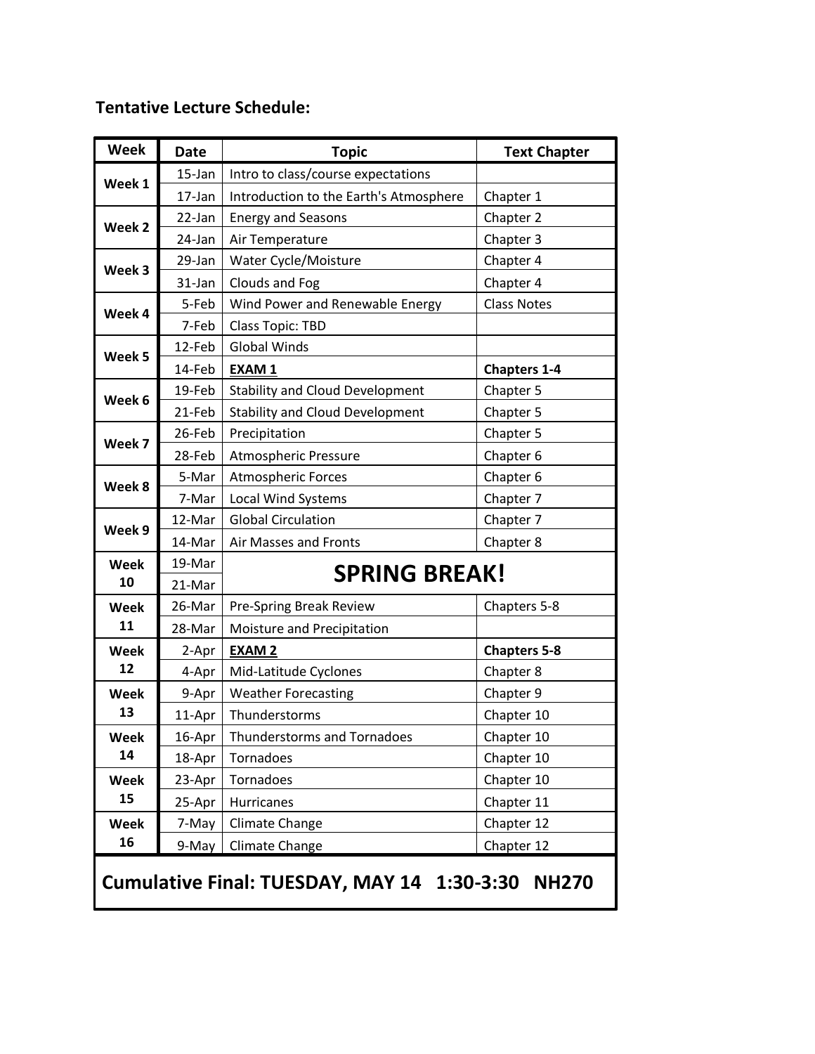**Tentative Lecture Schedule:**

| Week | Date | Topic | Text Chapter |
|---|---|---|---|
| Week 1 | 15-Jan | Intro to class/course expectations | |
| | 17-Jan | Introduction to the Earth's Atmosphere | Chapter 1 |
| Week 2 | 22-Jan | Energy and Seasons | Chapter 2 |
| | 24-Jan | Air Temperature | Chapter 3 |
| Week 3 | 29-Jan | Water Cycle/Moisture | Chapter 4 |
| | 31-Jan | Clouds and Fog | Chapter 4 |
| Week 4 | 5-Feb | Wind Power and Renewable Energy | Class Notes |
| | 7-Feb | Class Topic: TBD | |
| Week 5 | 12-Feb | Global Winds | |
| | 14-Feb | **EXAM 1** | **Chapters 1-4** |
| Week 6 | 19-Feb | Stability and Cloud Development | Chapter 5 |
| | 21-Feb | Stability and Cloud Development | Chapter 5 |
| Week 7 | 26-Feb | Precipitation | Chapter 5 |
| | 28-Feb | Atmospheric Pressure | Chapter 6 |
| Week 8 | 5-Mar | Atmospheric Forces | Chapter 6 |
| | 7-Mar | Local Wind Systems | Chapter 7 |
| Week 9 | 12-Mar | Global Circulation | Chapter 7 |
| | 14-Mar | Air Masses and Fronts | Chapter 8 |
| Week 10 | 19-Mar | **SPRING BREAK!** | |
| | 21-Mar | | |
| Week 11 | 26-Mar | Pre-Spring Break Review | Chapters 5-8 |
| | 28-Mar | Moisture and Precipitation | |
| Week 12 | 2-Apr | **EXAM 2** | **Chapters 5-8** |
| | 4-Apr | Mid-Latitude Cyclones | Chapter 8 |
| Week 13 | 9-Apr | Weather Forecasting | Chapter 9 |
| | 11-Apr | Thunderstorms | Chapter 10 |
| Week 14 | 16-Apr | Thunderstorms and Tornadoes | Chapter 10 |
| | 18-Apr | Tornadoes | Chapter 10 |
| Week 15 | 23-Apr | Tornadoes | Chapter 10 |
| | 25-Apr | Hurricanes | Chapter 11 |
| Week 16 | 7-May | Climate Change | Chapter 12 |
| | 9-May | Climate Change | Chapter 12 |

**Cumulative Final: TUESDAY, MAY 14 1:30-3:30 NH270**